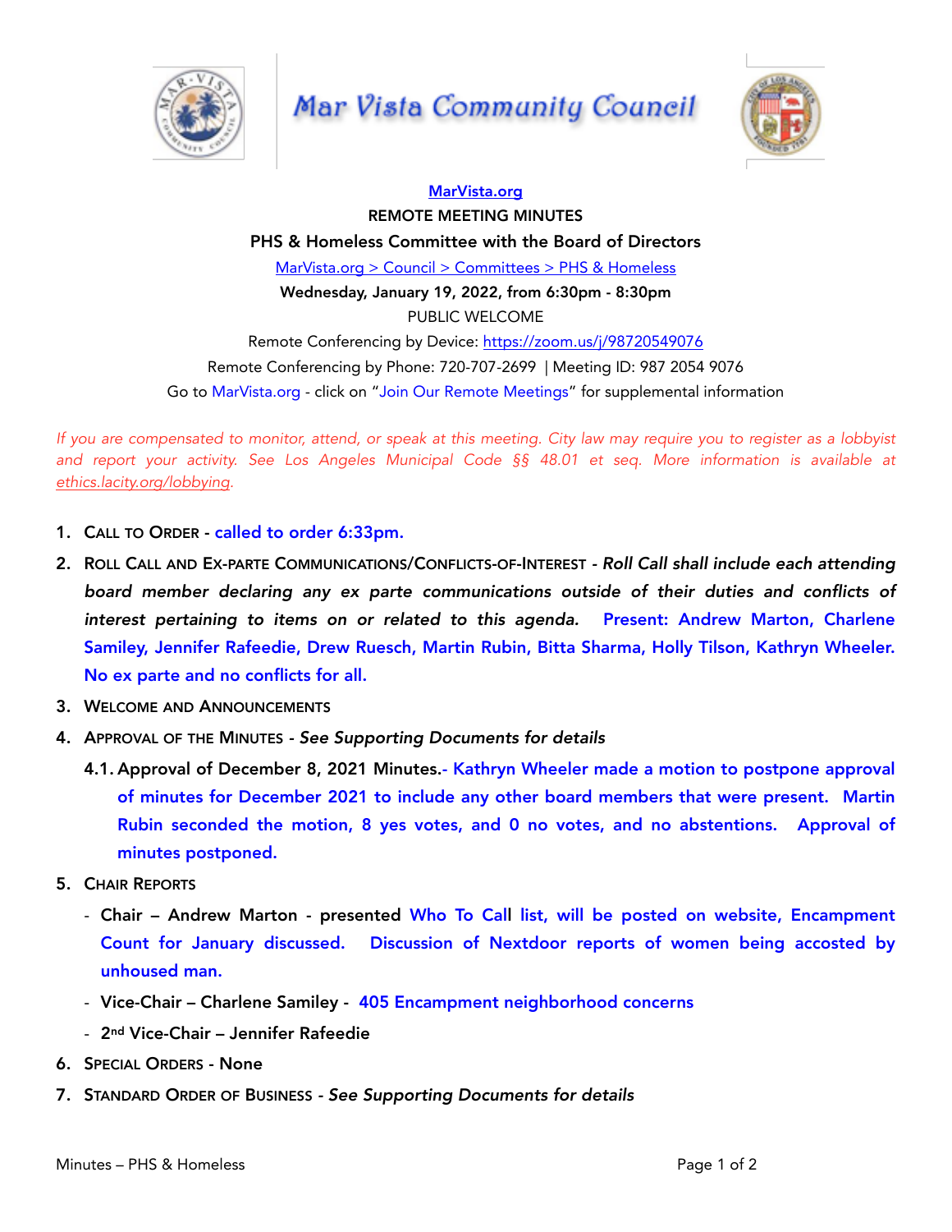# Mar Vista Community Council

[MarVista.org](https://MarVista.org)

**REMOTE MEETING MINUTES**

**PHS & Homeless Committee with the Board of Directors**

[MarVista.org > Council > Committees > PHS & Homeless](https://MarVista.org)

**Wednesday, January 19, 2022, from 6:30pm - 8:30pm**

PUBLIC WELCOME

Remote Conferencing by Device: [https://zoom.us/j/98720549076](https://zoom.us/j/98720549076)

Remote Conferencing by Phone: 720-707-2699 | Meeting ID: 987 2054 9076

Go to MarVista.org - click on "Join Our Remote Meetings" for supplemental information

*If you are compensated to monitor, attend, or speak at this meeting. City law may require you to register as a lobbyist and report your activity. See Los Angeles Municipal Code §§ 48.01 et seq. More information is available at [ethics.lacity.org/lobbying](https://ethics.lacity.org/lobbying).*

1. **CALL TO ORDER** - **called to order 6:33pm.**
2. **ROLL CALL AND EX-PARTE COMMUNICATIONS/CONFLICTS-OF-INTEREST** - ***Roll Call shall include each attending board member declaring any ex parte communications outside of their duties and conflicts of interest pertaining to items on or related to this agenda.*** **Present: Andrew Marton, Charlene Samiley, Jennifer Rafeedie, Drew Ruesch, Martin Rubin, Bitta Sharma, Holly Tilson, Kathryn Wheeler. No ex parte and no conflicts for all.**
3. **WELCOME AND ANNOUNCEMENTS**
4. **APPROVAL OF THE MINUTES** - ***See Supporting Documents for details***
   - 4.1. **Approval of December 8, 2021 Minutes.**- **Kathryn Wheeler made a motion to postpone approval of minutes for December 2021 to include any other board members that were present. Martin Rubin seconded the motion, 8 yes votes, and 0 no votes, and no abstentions. Approval of minutes postponed.**
5. **CHAIR REPORTS**
   - **Chair – Andrew Marton** - **presented Who To Call list, will be posted on website, Encampment Count for January discussed. Discussion of Nextdoor reports of women being accosted by unhoused man.**
   - **Vice-Chair – Charlene Samiley** - **405 Encampment neighborhood concerns**
   - **2nd Vice-Chair – Jennifer Rafeedie**
6. **SPECIAL ORDERS - None**
7. **STANDARD ORDER OF BUSINESS** - ***See Supporting Documents for details***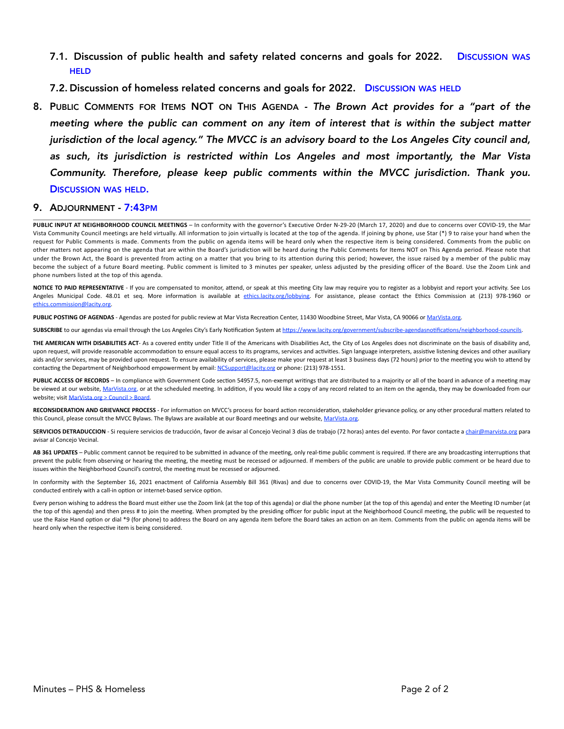7.1. Discussion of public health and safety related concerns and goals for 2022. **DISCUSSION WAS HELD**

7.2. Discussion of homeless related concerns and goals for 2022. **DISCUSSION WAS HELD**

8. **PUBLIC COMMENTS FOR ITEMS NOT ON THIS AGENDA** - *The Brown Act provides for a "part of the meeting where the public can comment on any item of interest that is within the subject matter jurisdiction of the local agency." The MVCC is an advisory board to the Los Angeles City council and, as such, its jurisdiction is restricted within Los Angeles and most importantly, the Mar Vista Community. Therefore, please keep public comments within the MVCC jurisdiction. Thank you.* **DISCUSSION WAS HELD.**

9. **ADJOURNMENT** - **7:43PM**

---

**PUBLIC INPUT AT NEIGHBORHOOD COUNCIL MEETINGS** – In conformity with the governor's Executive Order N-29-20 (March 17, 2020) and due to concerns over COVID-19, the Mar Vista Community Council meetings are held virtually. All information to join virtually is located at the top of the agenda. If joining by phone, use Star (*) 9 to raise your hand when the request for Public Comments is made. Comments from the public on agenda items will be heard only when the respective item is being considered. Comments from the public on other matters not appearing on the agenda that are within the Board's jurisdiction will be heard during the Public Comments for Items NOT on This Agenda period. Please note that under the Brown Act, the Board is prevented from acting on a matter that you bring to its attention during this period; however, the issue raised by a member of the public may become the subject of a future Board meeting. Public comment is limited to 3 minutes per speaker, unless adjusted by the presiding officer of the Board. Use the Zoom Link and phone numbers listed at the top of this agenda.

**NOTICE TO PAID REPRESENTATIVE** - If you are compensated to monitor, attend, or speak at this meeting City law may require you to register as a lobbyist and report your activity. See Los Angeles Municipal Code. 48.01 et seq. More information is available at ethics.lacity.org/lobbying. For assistance, please contact the Ethics Commission at (213) 978-1960 or ethics.commission@lacity.org.

**PUBLIC POSTING OF AGENDAS** - Agendas are posted for public review at Mar Vista Recreation Center, 11430 Woodbine Street, Mar Vista, CA 90066 or MarVista.org.

**SUBSCRIBE** to our agendas via email through the Los Angeles City's Early Notification System at https://www.lacity.org/government/subscribe-agendasnotifications/neighborhood-councils.

**THE AMERICAN WITH DISABILITIES ACT**- As a covered entity under Title II of the Americans with Disabilities Act, the City of Los Angeles does not discriminate on the basis of disability and, upon request, will provide reasonable accommodation to ensure equal access to its programs, services and activities. Sign language interpreters, assistive listening devices and other auxiliary aids and/or services, may be provided upon request. To ensure availability of services, please make your request at least 3 business days (72 hours) prior to the meeting you wish to attend by contacting the Department of Neighborhood empowerment by email: NCSupport@lacity.org or phone: (213) 978-1551.

**PUBLIC ACCESS OF RECORDS** – In compliance with Government Code section 54957.5, non-exempt writings that are distributed to a majority or all of the board in advance of a meeting may be viewed at our website, MarVista.org, or at the scheduled meeting. In addition, if you would like a copy of any record related to an item on the agenda, they may be downloaded from our website; visit MarVista.org > Council > Board.

**RECONSIDERATION AND GRIEVANCE PROCESS** - For information on MVCC's process for board action reconsideration, stakeholder grievance policy, or any other procedural matters related to this Council, please consult the MVCC Bylaws. The Bylaws are available at our Board meetings and our website, MarVista.org.

**SERVICIOS DETRADUCCION** - Si requiere servicios de traducción, favor de avisar al Concejo Vecinal 3 días de trabajo (72 horas) antes del evento. Por favor contacte a chair@marvista.org para avisar al Concejo Vecinal.

**AB 361 UPDATES** – Public comment cannot be required to be submitted in advance of the meeting, only real-time public comment is required. If there are any broadcasting interruptions that prevent the public from observing or hearing the meeting, the meeting must be recessed or adjourned. If members of the public are unable to provide public comment or be heard due to issues within the Neighborhood Council's control, the meeting must be recessed or adjourned.

In conformity with the September 16, 2021 enactment of California Assembly Bill 361 (Rivas) and due to concerns over COVID-19, the Mar Vista Community Council meeting will be conducted entirely with a call-in option or internet-based service option.

Every person wishing to address the Board must either use the Zoom link (at the top of this agenda) or dial the phone number (at the top of this agenda) and enter the Meeting ID number (at the top of this agenda) and then press # to join the meeting. When prompted by the presiding officer for public input at the Neighborhood Council meeting, the public will be requested to use the Raise Hand option or dial *9 (for phone) to address the Board on any agenda item before the Board takes an action on an item. Comments from the public on agenda items will be heard only when the respective item is being considered.